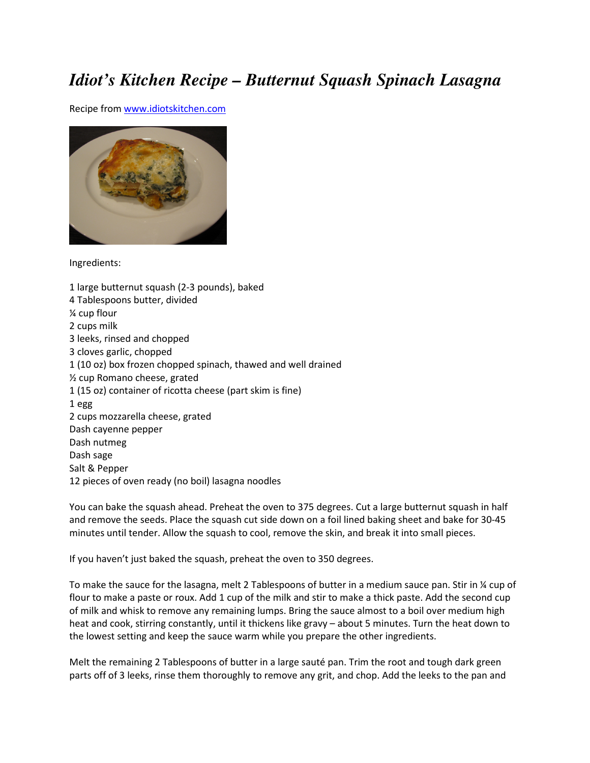# *Idiot's Kitchen Recipe – Butternut Squash Spinach Lasagna*

Recipe from [www.idiotskitchen.com](http://www.idiotskitchen.com)

Ingredients:

1 large butternut squash (2-3 pounds), baked
4 Tablespoons butter, divided
¼ cup flour
2 cups milk
3 leeks, rinsed and chopped
3 cloves garlic, chopped
1 (10 oz) box frozen chopped spinach, thawed and well drained
½ cup Romano cheese, grated
1 (15 oz) container of ricotta cheese (part skim is fine)
1 egg
2 cups mozzarella cheese, grated
Dash cayenne pepper
Dash nutmeg
Dash sage
Salt & Pepper
12 pieces of oven ready (no boil) lasagna noodles

You can bake the squash ahead. Preheat the oven to 375 degrees. Cut a large butternut squash in half and remove the seeds. Place the squash cut side down on a foil lined baking sheet and bake for 30-45 minutes until tender. Allow the squash to cool, remove the skin, and break it into small pieces.

If you haven't just baked the squash, preheat the oven to 350 degrees.

To make the sauce for the lasagna, melt 2 Tablespoons of butter in a medium sauce pan. Stir in ¼ cup of flour to make a paste or roux. Add 1 cup of the milk and stir to make a thick paste. Add the second cup of milk and whisk to remove any remaining lumps. Bring the sauce almost to a boil over medium high heat and cook, stirring constantly, until it thickens like gravy – about 5 minutes. Turn the heat down to the lowest setting and keep the sauce warm while you prepare the other ingredients.

Melt the remaining 2 Tablespoons of butter in a large sauté pan. Trim the root and tough dark green parts off of 3 leeks, rinse them thoroughly to remove any grit, and chop. Add the leeks to the pan and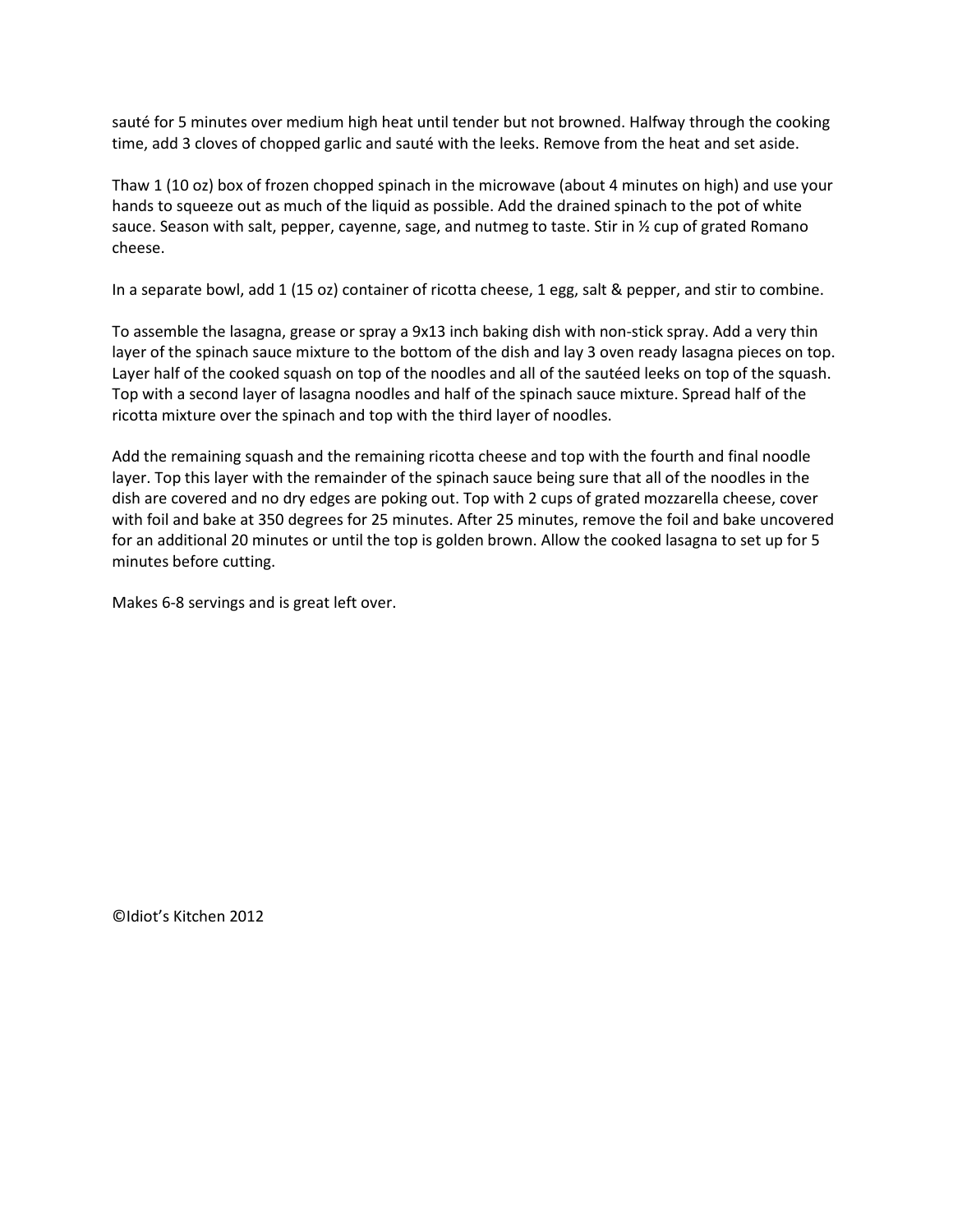sauté for 5 minutes over medium high heat until tender but not browned. Halfway through the cooking time, add 3 cloves of chopped garlic and sauté with the leeks. Remove from the heat and set aside.

Thaw 1 (10 oz) box of frozen chopped spinach in the microwave (about 4 minutes on high) and use your hands to squeeze out as much of the liquid as possible. Add the drained spinach to the pot of white sauce. Season with salt, pepper, cayenne, sage, and nutmeg to taste. Stir in ½ cup of grated Romano cheese.

In a separate bowl, add 1 (15 oz) container of ricotta cheese, 1 egg, salt & pepper, and stir to combine.

To assemble the lasagna, grease or spray a 9x13 inch baking dish with non-stick spray. Add a very thin layer of the spinach sauce mixture to the bottom of the dish and lay 3 oven ready lasagna pieces on top. Layer half of the cooked squash on top of the noodles and all of the sautéed leeks on top of the squash. Top with a second layer of lasagna noodles and half of the spinach sauce mixture. Spread half of the ricotta mixture over the spinach and top with the third layer of noodles.

Add the remaining squash and the remaining ricotta cheese and top with the fourth and final noodle layer. Top this layer with the remainder of the spinach sauce being sure that all of the noodles in the dish are covered and no dry edges are poking out. Top with 2 cups of grated mozzarella cheese, cover with foil and bake at 350 degrees for 25 minutes. After 25 minutes, remove the foil and bake uncovered for an additional 20 minutes or until the top is golden brown. Allow the cooked lasagna to set up for 5 minutes before cutting.

Makes 6-8 servings and is great left over.

©Idiot's Kitchen 2012